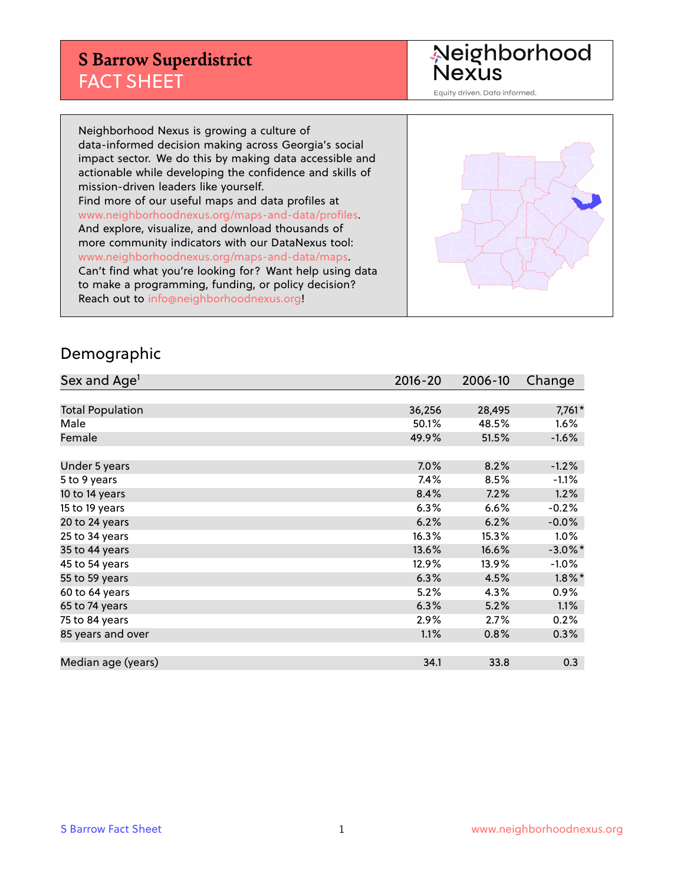# S Barrow Superdistrict
## FACT SHEET

Neighborhood Nexus
Equity driven. Data informed.

Neighborhood Nexus is growing a culture of data-informed decision making across Georgia's social impact sector. We do this by making data accessible and actionable while developing the confidence and skills of mission-driven leaders like yourself.
Find more of our useful maps and data profiles at www.neighborhoodnexus.org/maps-and-data/profiles.
And explore, visualize, and download thousands of more community indicators with our DataNexus tool: www.neighborhoodnexus.org/maps-and-data/maps.
Can't find what you're looking for? Want help using data to make a programming, funding, or policy decision?
Reach out to info@neighborhoodnexus.org!

## Demographic

| Sex and Age[1] | 2016-20 | 2006-10 | Change |
|---|---|---|---|
| Total Population | 36,256 | 28,495 | 7,761* |
| Male | 50.1% | 48.5% | 1.6% |
| Female | 49.9% | 51.5% | -1.6% |
| | | | |
| Under 5 years | 7.0% | 8.2% | -1.2% |
| 5 to 9 years | 7.4% | 8.5% | -1.1% |
| 10 to 14 years | 8.4% | 7.2% | 1.2% |
| 15 to 19 years | 6.3% | 6.6% | -0.2% |
| 20 to 24 years | 6.2% | 6.2% | -0.0% |
| 25 to 34 years | 16.3% | 15.3% | 1.0% |
| 35 to 44 years | 13.6% | 16.6% | -3.0%* |
| 45 to 54 years | 12.9% | 13.9% | -1.0% |
| 55 to 59 years | 6.3% | 4.5% | 1.8%* |
| 60 to 64 years | 5.2% | 4.3% | 0.9% |
| 65 to 74 years | 6.3% | 5.2% | 1.1% |
| 75 to 84 years | 2.9% | 2.7% | 0.2% |
| 85 years and over | 1.1% | 0.8% | 0.3% |
| | | | |
| Median age (years) | 34.1 | 33.8 | 0.3 |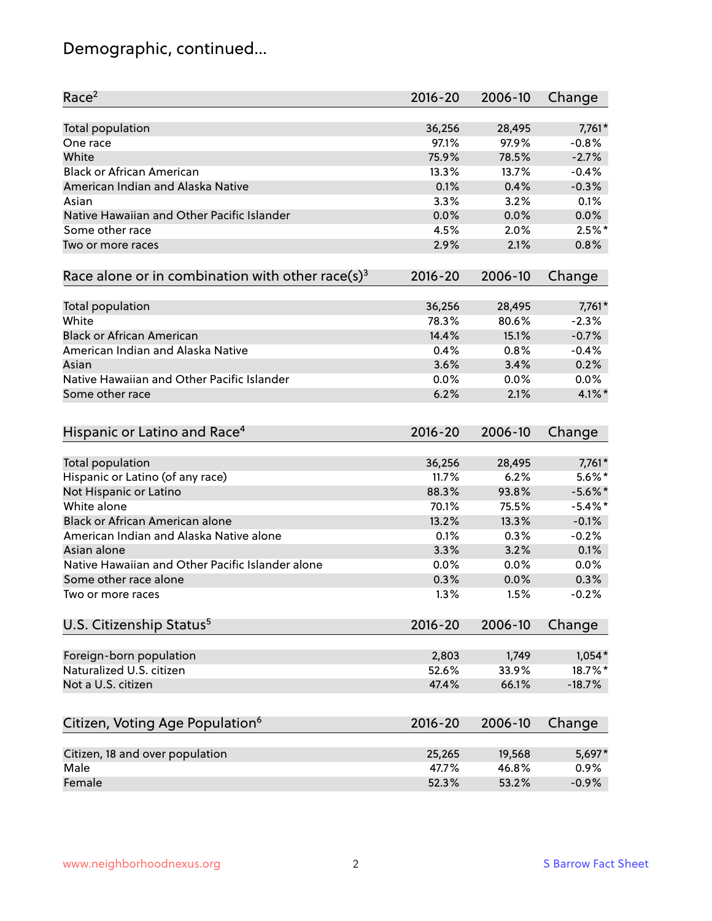# Demographic, continued...

| Race[2] | 2016-20 | 2006-10 | Change |
|---|---|---|---|
| Total population | 36,256 | 28,495 | 7,761* |
| One race | 97.1% | 97.9% | -0.8% |
| White | 75.9% | 78.5% | -2.7% |
| Black or African American | 13.3% | 13.7% | -0.4% |
| American Indian and Alaska Native | 0.1% | 0.4% | -0.3% |
| Asian | 3.3% | 3.2% | 0.1% |
| Native Hawaiian and Other Pacific Islander | 0.0% | 0.0% | 0.0% |
| Some other race | 4.5% | 2.0% | 2.5%* |
| Two or more races | 2.9% | 2.1% | 0.8% |

| Race alone or in combination with other race(s)[3] | 2016-20 | 2006-10 | Change |
|---|---|---|---|
| Total population | 36,256 | 28,495 | 7,761* |
| White | 78.3% | 80.6% | -2.3% |
| Black or African American | 14.4% | 15.1% | -0.7% |
| American Indian and Alaska Native | 0.4% | 0.8% | -0.4% |
| Asian | 3.6% | 3.4% | 0.2% |
| Native Hawaiian and Other Pacific Islander | 0.0% | 0.0% | 0.0% |
| Some other race | 6.2% | 2.1% | 4.1%* |

| Hispanic or Latino and Race[4] | 2016-20 | 2006-10 | Change |
|---|---|---|---|
| Total population | 36,256 | 28,495 | 7,761* |
| Hispanic or Latino (of any race) | 11.7% | 6.2% | 5.6%* |
| Not Hispanic or Latino | 88.3% | 93.8% | -5.6%* |
| White alone | 70.1% | 75.5% | -5.4%* |
| Black or African American alone | 13.2% | 13.3% | -0.1% |
| American Indian and Alaska Native alone | 0.1% | 0.3% | -0.2% |
| Asian alone | 3.3% | 3.2% | 0.1% |
| Native Hawaiian and Other Pacific Islander alone | 0.0% | 0.0% | 0.0% |
| Some other race alone | 0.3% | 0.0% | 0.3% |
| Two or more races | 1.3% | 1.5% | -0.2% |

| U.S. Citizenship Status[5] | 2016-20 | 2006-10 | Change |
|---|---|---|---|
| Foreign-born population | 2,803 | 1,749 | 1,054* |
| Naturalized U.S. citizen | 52.6% | 33.9% | 18.7%* |
| Not a U.S. citizen | 47.4% | 66.1% | -18.7% |

| Citizen, Voting Age Population[6] | 2016-20 | 2006-10 | Change |
|---|---|---|---|
| Citizen, 18 and over population | 25,265 | 19,568 | 5,697* |
| Male | 47.7% | 46.8% | 0.9% |
| Female | 52.3% | 53.2% | -0.9% |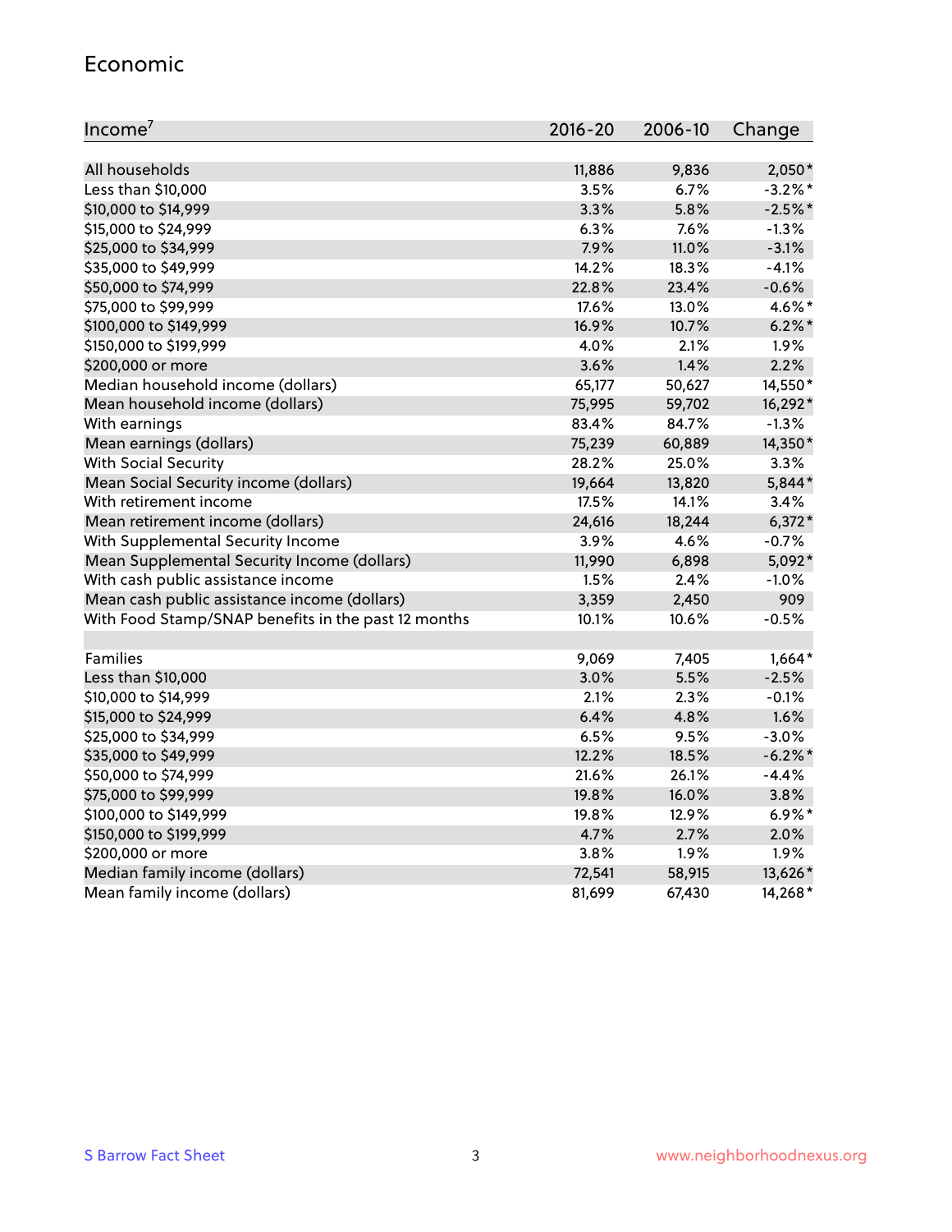## Economic

| Income[7] | 2016-20 | 2006-10 | Change |
|---|---|---|---|
| All households | 11,886 | 9,836 | 2,050* |
| Less than $10,000 | 3.5% | 6.7% | -3.2%* |
| $10,000 to $14,999 | 3.3% | 5.8% | -2.5%* |
| $15,000 to $24,999 | 6.3% | 7.6% | -1.3% |
| $25,000 to $34,999 | 7.9% | 11.0% | -3.1% |
| $35,000 to $49,999 | 14.2% | 18.3% | -4.1% |
| $50,000 to $74,999 | 22.8% | 23.4% | -0.6% |
| $75,000 to $99,999 | 17.6% | 13.0% | 4.6%* |
| $100,000 to $149,999 | 16.9% | 10.7% | 6.2%* |
| $150,000 to $199,999 | 4.0% | 2.1% | 1.9% |
| $200,000 or more | 3.6% | 1.4% | 2.2% |
| Median household income (dollars) | 65,177 | 50,627 | 14,550* |
| Mean household income (dollars) | 75,995 | 59,702 | 16,292* |
| With earnings | 83.4% | 84.7% | -1.3% |
| Mean earnings (dollars) | 75,239 | 60,889 | 14,350* |
| With Social Security | 28.2% | 25.0% | 3.3% |
| Mean Social Security income (dollars) | 19,664 | 13,820 | 5,844* |
| With retirement income | 17.5% | 14.1% | 3.4% |
| Mean retirement income (dollars) | 24,616 | 18,244 | 6,372* |
| With Supplemental Security Income | 3.9% | 4.6% | -0.7% |
| Mean Supplemental Security Income (dollars) | 11,990 | 6,898 | 5,092* |
| With cash public assistance income | 1.5% | 2.4% | -1.0% |
| Mean cash public assistance income (dollars) | 3,359 | 2,450 | 909 |
| With Food Stamp/SNAP benefits in the past 12 months | 10.1% | 10.6% | -0.5% |
| | | | |
| Families | 9,069 | 7,405 | 1,664* |
| Less than $10,000 | 3.0% | 5.5% | -2.5% |
| $10,000 to $14,999 | 2.1% | 2.3% | -0.1% |
| $15,000 to $24,999 | 6.4% | 4.8% | 1.6% |
| $25,000 to $34,999 | 6.5% | 9.5% | -3.0% |
| $35,000 to $49,999 | 12.2% | 18.5% | -6.2%* |
| $50,000 to $74,999 | 21.6% | 26.1% | -4.4% |
| $75,000 to $99,999 | 19.8% | 16.0% | 3.8% |
| $100,000 to $149,999 | 19.8% | 12.9% | 6.9%* |
| $150,000 to $199,999 | 4.7% | 2.7% | 2.0% |
| $200,000 or more | 3.8% | 1.9% | 1.9% |
| Median family income (dollars) | 72,541 | 58,915 | 13,626* |
| Mean family income (dollars) | 81,699 | 67,430 | 14,268* |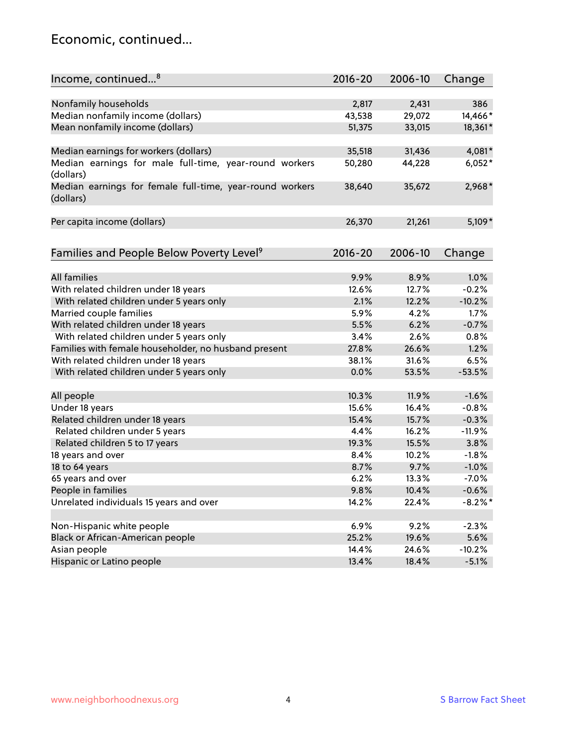## Economic, continued...

| Income, continued...[8] | 2016-20 | 2006-10 | Change |
|---|---|---|---|
| Nonfamily households | 2,817 | 2,431 | 386 |
| Median nonfamily income (dollars) | 43,538 | 29,072 | 14,466* |
| Mean nonfamily income (dollars) | 51,375 | 33,015 | 18,361* |
| Median earnings for workers (dollars) | 35,518 | 31,436 | 4,081* |
| Median earnings for male full-time, year-round workers (dollars) | 50,280 | 44,228 | 6,052* |
| Median earnings for female full-time, year-round workers (dollars) | 38,640 | 35,672 | 2,968* |
| Per capita income (dollars) | 26,370 | 21,261 | 5,109* |

| Families and People Below Poverty Level[9] | 2016-20 | 2006-10 | Change |
|---|---|---|---|
| All families | 9.9% | 8.9% | 1.0% |
| With related children under 18 years | 12.6% | 12.7% | -0.2% |
| With related children under 5 years only | 2.1% | 12.2% | -10.2% |
| Married couple families | 5.9% | 4.2% | 1.7% |
| With related children under 18 years | 5.5% | 6.2% | -0.7% |
| With related children under 5 years only | 3.4% | 2.6% | 0.8% |
| Families with female householder, no husband present | 27.8% | 26.6% | 1.2% |
| With related children under 18 years | 38.1% | 31.6% | 6.5% |
| With related children under 5 years only | 0.0% | 53.5% | -53.5% |
| All people | 10.3% | 11.9% | -1.6% |
| Under 18 years | 15.6% | 16.4% | -0.8% |
| Related children under 18 years | 15.4% | 15.7% | -0.3% |
| Related children under 5 years | 4.4% | 16.2% | -11.9% |
| Related children 5 to 17 years | 19.3% | 15.5% | 3.8% |
| 18 years and over | 8.4% | 10.2% | -1.8% |
| 18 to 64 years | 8.7% | 9.7% | -1.0% |
| 65 years and over | 6.2% | 13.3% | -7.0% |
| People in families | 9.8% | 10.4% | -0.6% |
| Unrelated individuals 15 years and over | 14.2% | 22.4% | -8.2%* |
| Non-Hispanic white people | 6.9% | 9.2% | -2.3% |
| Black or African-American people | 25.2% | 19.6% | 5.6% |
| Asian people | 14.4% | 24.6% | -10.2% |
| Hispanic or Latino people | 13.4% | 18.4% | -5.1% |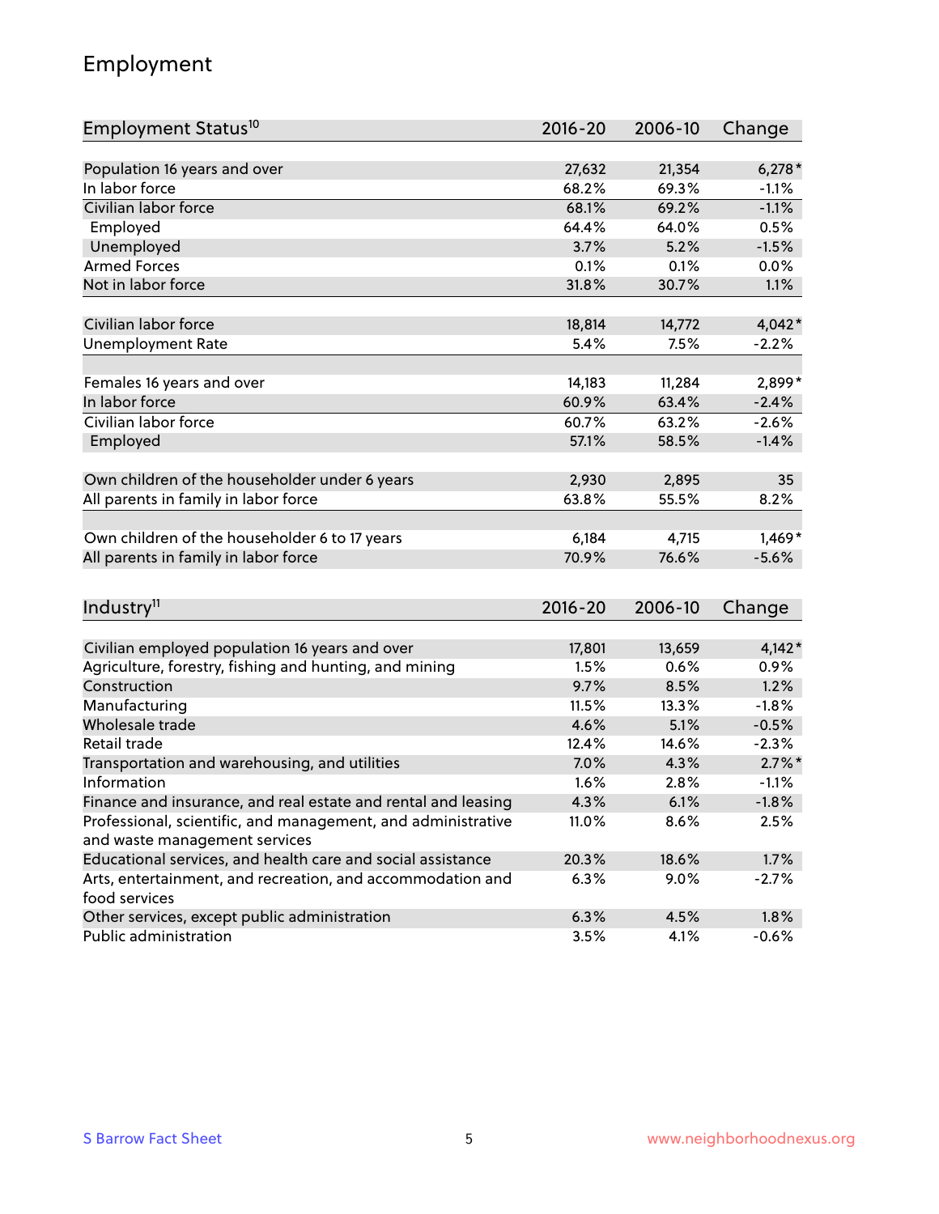## Employment

| Employment Status[10] | 2016-20 | 2006-10 | Change |
|---|---|---|---|
| Population 16 years and over | 27,632 | 21,354 | 6,278* |
| In labor force | 68.2% | 69.3% | -1.1% |
| Civilian labor force | 68.1% | 69.2% | -1.1% |
| Employed | 64.4% | 64.0% | 0.5% |
| Unemployed | 3.7% | 5.2% | -1.5% |
| Armed Forces | 0.1% | 0.1% | 0.0% |
| Not in labor force | 31.8% | 30.7% | 1.1% |
| | | | |
| Civilian labor force | 18,814 | 14,772 | 4,042* |
| Unemployment Rate | 5.4% | 7.5% | -2.2% |
| | | | |
| Females 16 years and over | 14,183 | 11,284 | 2,899* |
| In labor force | 60.9% | 63.4% | -2.4% |
| Civilian labor force | 60.7% | 63.2% | -2.6% |
| Employed | 57.1% | 58.5% | -1.4% |
| | | | |
| Own children of the householder under 6 years | 2,930 | 2,895 | 35 |
| All parents in family in labor force | 63.8% | 55.5% | 8.2% |
| | | | |
| Own children of the householder 6 to 17 years | 6,184 | 4,715 | 1,469* |
| All parents in family in labor force | 70.9% | 76.6% | -5.6% |

| Industry[11] | 2016-20 | 2006-10 | Change |
|---|---|---|---|
| Civilian employed population 16 years and over | 17,801 | 13,659 | 4,142* |
| Agriculture, forestry, fishing and hunting, and mining | 1.5% | 0.6% | 0.9% |
| Construction | 9.7% | 8.5% | 1.2% |
| Manufacturing | 11.5% | 13.3% | -1.8% |
| Wholesale trade | 4.6% | 5.1% | -0.5% |
| Retail trade | 12.4% | 14.6% | -2.3% |
| Transportation and warehousing, and utilities | 7.0% | 4.3% | 2.7%* |
| Information | 1.6% | 2.8% | -1.1% |
| Finance and insurance, and real estate and rental and leasing | 4.3% | 6.1% | -1.8% |
| Professional, scientific, and management, and administrative and waste management services | 11.0% | 8.6% | 2.5% |
| Educational services, and health care and social assistance | 20.3% | 18.6% | 1.7% |
| Arts, entertainment, and recreation, and accommodation and food services | 6.3% | 9.0% | -2.7% |
| Other services, except public administration | 6.3% | 4.5% | 1.8% |
| Public administration | 3.5% | 4.1% | -0.6% |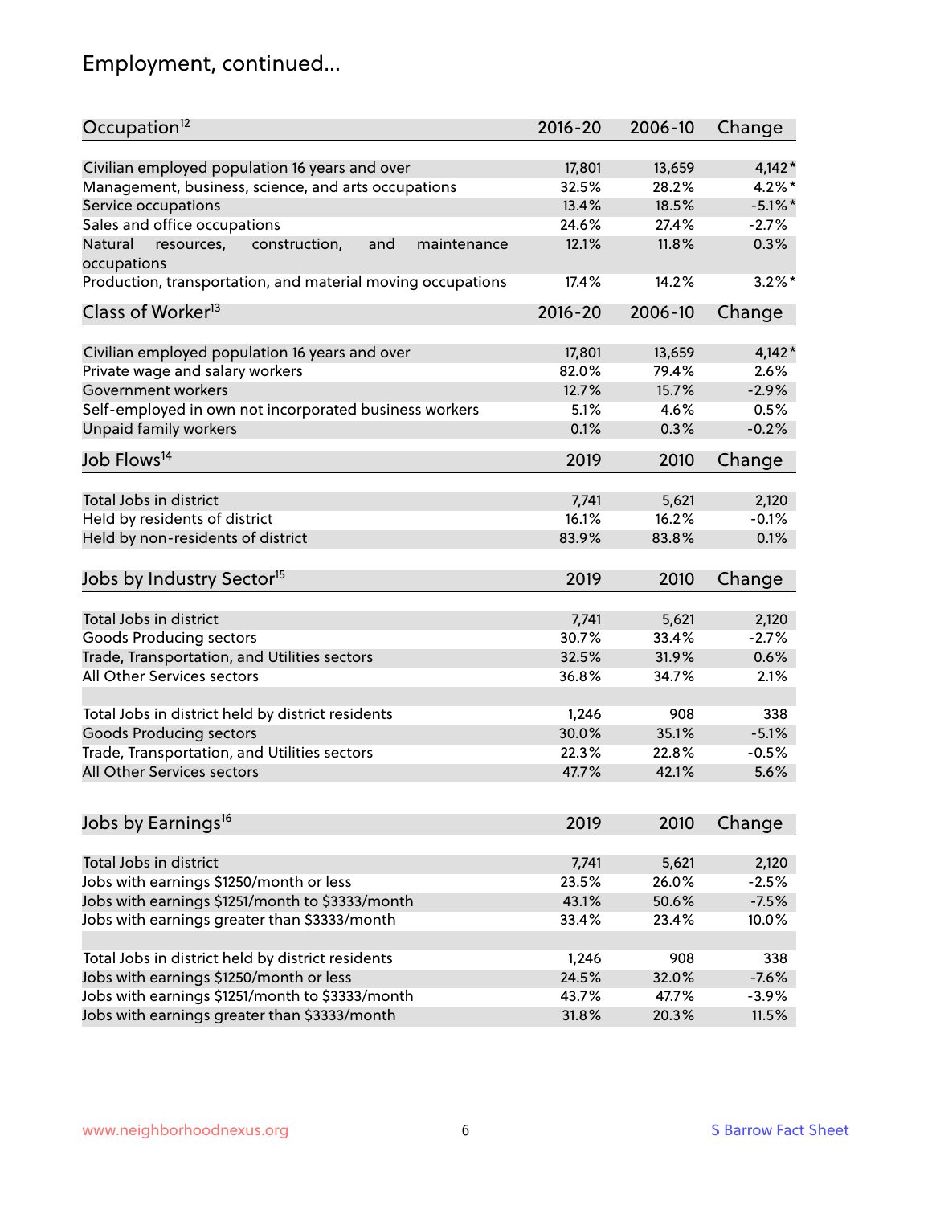# Employment, continued...

| Occupation[12] | 2016-20 | 2006-10 | Change |
|---|---|---|---|
| Civilian employed population 16 years and over | 17,801 | 13,659 | 4,142* |
| Management, business, science, and arts occupations | 32.5% | 28.2% | 4.2%* |
| Service occupations | 13.4% | 18.5% | -5.1%* |
| Sales and office occupations | 24.6% | 27.4% | -2.7% |
| Natural resources, construction, and maintenance occupations | 12.1% | 11.8% | 0.3% |
| Production, transportation, and material moving occupations | 17.4% | 14.2% | 3.2%* |

| Class of Worker[13] | 2016-20 | 2006-10 | Change |
|---|---|---|---|
| Civilian employed population 16 years and over | 17,801 | 13,659 | 4,142* |
| Private wage and salary workers | 82.0% | 79.4% | 2.6% |
| Government workers | 12.7% | 15.7% | -2.9% |
| Self-employed in own not incorporated business workers | 5.1% | 4.6% | 0.5% |
| Unpaid family workers | 0.1% | 0.3% | -0.2% |

| Job Flows[14] | 2019 | 2010 | Change |
|---|---|---|---|
| Total Jobs in district | 7,741 | 5,621 | 2,120 |
| Held by residents of district | 16.1% | 16.2% | -0.1% |
| Held by non-residents of district | 83.9% | 83.8% | 0.1% |

| Jobs by Industry Sector[15] | 2019 | 2010 | Change |
|---|---|---|---|
| Total Jobs in district | 7,741 | 5,621 | 2,120 |
| Goods Producing sectors | 30.7% | 33.4% | -2.7% |
| Trade, Transportation, and Utilities sectors | 32.5% | 31.9% | 0.6% |
| All Other Services sectors | 36.8% | 34.7% | 2.1% |
| | | | |
| Total Jobs in district held by district residents | 1,246 | 908 | 338 |
| Goods Producing sectors | 30.0% | 35.1% | -5.1% |
| Trade, Transportation, and Utilities sectors | 22.3% | 22.8% | -0.5% |
| All Other Services sectors | 47.7% | 42.1% | 5.6% |

| Jobs by Earnings[16] | 2019 | 2010 | Change |
|---|---|---|---|
| Total Jobs in district | 7,741 | 5,621 | 2,120 |
| Jobs with earnings $1250/month or less | 23.5% | 26.0% | -2.5% |
| Jobs with earnings $1251/month to $3333/month | 43.1% | 50.6% | -7.5% |
| Jobs with earnings greater than $3333/month | 33.4% | 23.4% | 10.0% |
| | | | |
| Total Jobs in district held by district residents | 1,246 | 908 | 338 |
| Jobs with earnings $1250/month or less | 24.5% | 32.0% | -7.6% |
| Jobs with earnings $1251/month to $3333/month | 43.7% | 47.7% | -3.9% |
| Jobs with earnings greater than $3333/month | 31.8% | 20.3% | 11.5% |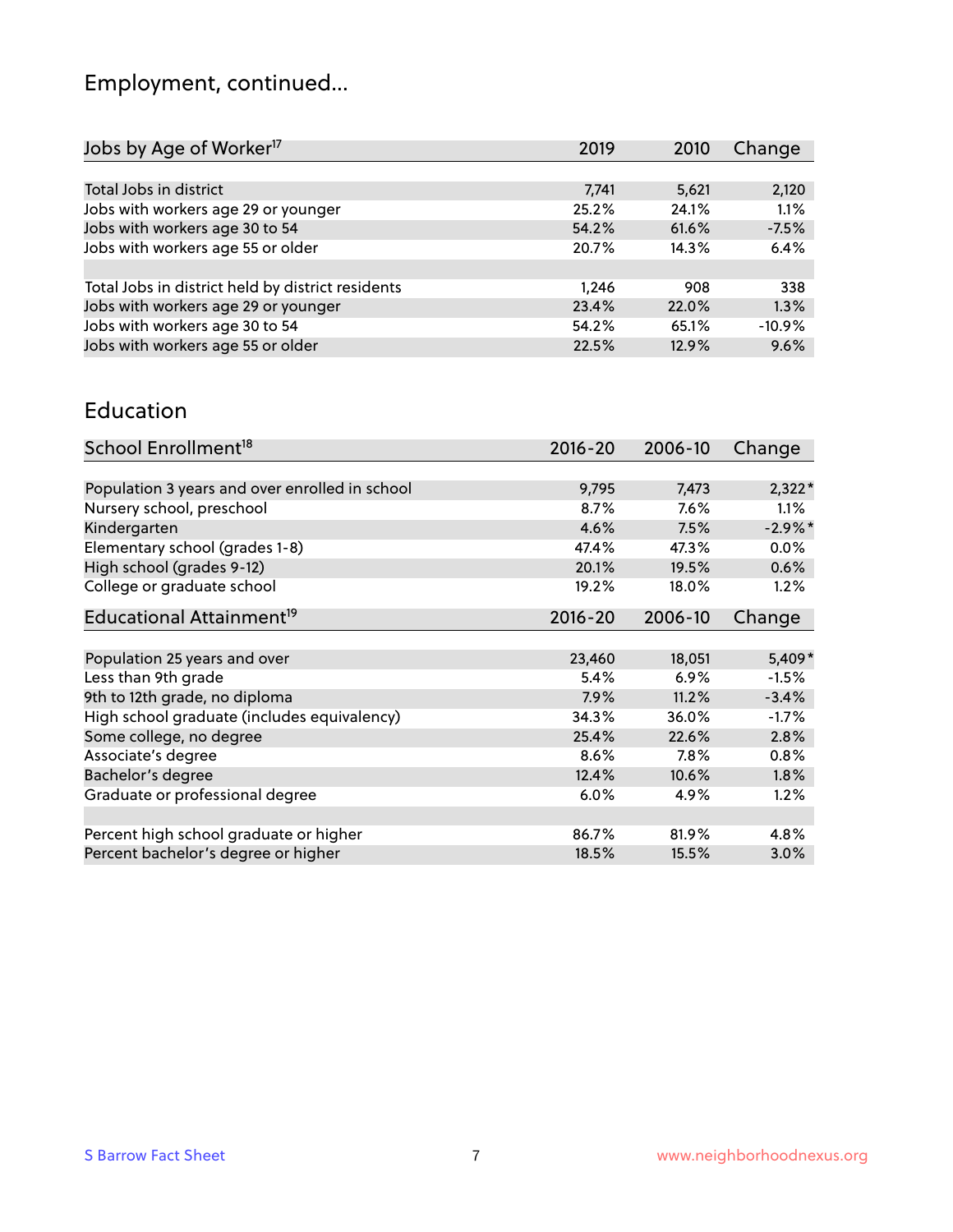## Employment, continued...

| Jobs by Age of Worker[17] | 2019 | 2010 | Change |
|---|---|---|---|
| Total Jobs in district | 7,741 | 5,621 | 2,120 |
| Jobs with workers age 29 or younger | 25.2% | 24.1% | 1.1% |
| Jobs with workers age 30 to 54 | 54.2% | 61.6% | -7.5% |
| Jobs with workers age 55 or older | 20.7% | 14.3% | 6.4% |
| | | | |
| Total Jobs in district held by district residents | 1,246 | 908 | 338 |
| Jobs with workers age 29 or younger | 23.4% | 22.0% | 1.3% |
| Jobs with workers age 30 to 54 | 54.2% | 65.1% | -10.9% |
| Jobs with workers age 55 or older | 22.5% | 12.9% | 9.6% |

## Education

| School Enrollment[18] | 2016-20 | 2006-10 | Change |
|---|---|---|---|
| Population 3 years and over enrolled in school | 9,795 | 7,473 | 2,322* |
| Nursery school, preschool | 8.7% | 7.6% | 1.1% |
| Kindergarten | 4.6% | 7.5% | -2.9%* |
| Elementary school (grades 1-8) | 47.4% | 47.3% | 0.0% |
| High school (grades 9-12) | 20.1% | 19.5% | 0.6% |
| College or graduate school | 19.2% | 18.0% | 1.2% |

| Educational Attainment[19] | 2016-20 | 2006-10 | Change |
|---|---|---|---|
| Population 25 years and over | 23,460 | 18,051 | 5,409* |
| Less than 9th grade | 5.4% | 6.9% | -1.5% |
| 9th to 12th grade, no diploma | 7.9% | 11.2% | -3.4% |
| High school graduate (includes equivalency) | 34.3% | 36.0% | -1.7% |
| Some college, no degree | 25.4% | 22.6% | 2.8% |
| Associate's degree | 8.6% | 7.8% | 0.8% |
| Bachelor's degree | 12.4% | 10.6% | 1.8% |
| Graduate or professional degree | 6.0% | 4.9% | 1.2% |
| | | | |
| Percent high school graduate or higher | 86.7% | 81.9% | 4.8% |
| Percent bachelor's degree or higher | 18.5% | 15.5% | 3.0% |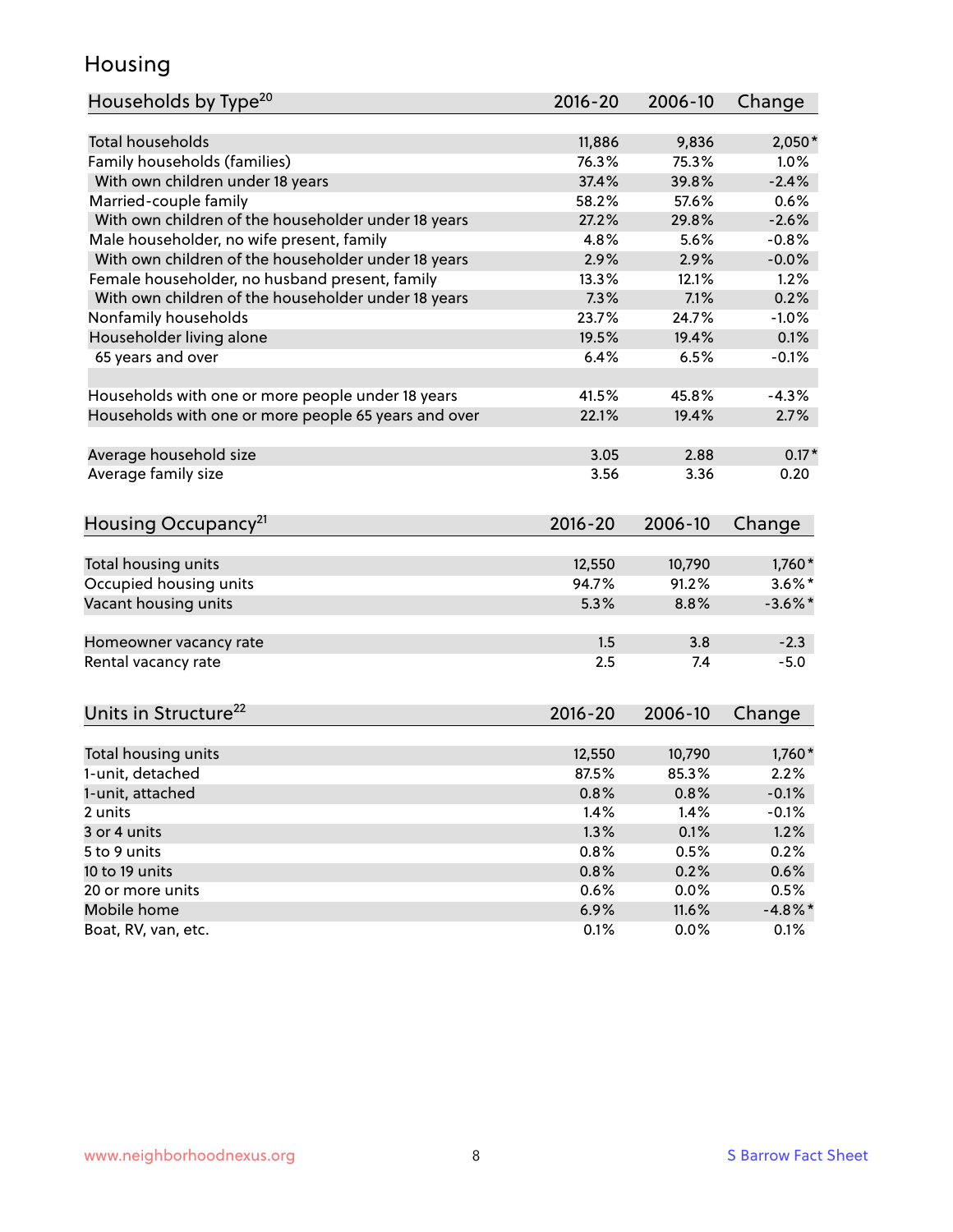# Housing

| Households by Type[20] | 2016-20 | 2006-10 | Change |
|---|---|---|---|
| Total households | 11,886 | 9,836 | 2,050* |
| Family households (families) | 76.3% | 75.3% | 1.0% |
| With own children under 18 years | 37.4% | 39.8% | -2.4% |
| Married-couple family | 58.2% | 57.6% | 0.6% |
| With own children of the householder under 18 years | 27.2% | 29.8% | -2.6% |
| Male householder, no wife present, family | 4.8% | 5.6% | -0.8% |
| With own children of the householder under 18 years | 2.9% | 2.9% | -0.0% |
| Female householder, no husband present, family | 13.3% | 12.1% | 1.2% |
| With own children of the householder under 18 years | 7.3% | 7.1% | 0.2% |
| Nonfamily households | 23.7% | 24.7% | -1.0% |
| Householder living alone | 19.5% | 19.4% | 0.1% |
| 65 years and over | 6.4% | 6.5% | -0.1% |
| | | | |
| Households with one or more people under 18 years | 41.5% | 45.8% | -4.3% |
| Households with one or more people 65 years and over | 22.1% | 19.4% | 2.7% |
| | | | |
| Average household size | 3.05 | 2.88 | 0.17* |
| Average family size | 3.56 | 3.36 | 0.20 |

| Housing Occupancy[21] | 2016-20 | 2006-10 | Change |
|---|---|---|---|
| Total housing units | 12,550 | 10,790 | 1,760* |
| Occupied housing units | 94.7% | 91.2% | 3.6%* |
| Vacant housing units | 5.3% | 8.8% | -3.6%* |
| | | | |
| Homeowner vacancy rate | 1.5 | 3.8 | -2.3 |
| Rental vacancy rate | 2.5 | 7.4 | -5.0 |

| Units in Structure[22] | 2016-20 | 2006-10 | Change |
|---|---|---|---|
| Total housing units | 12,550 | 10,790 | 1,760* |
| 1-unit, detached | 87.5% | 85.3% | 2.2% |
| 1-unit, attached | 0.8% | 0.8% | -0.1% |
| 2 units | 1.4% | 1.4% | -0.1% |
| 3 or 4 units | 1.3% | 0.1% | 1.2% |
| 5 to 9 units | 0.8% | 0.5% | 0.2% |
| 10 to 19 units | 0.8% | 0.2% | 0.6% |
| 20 or more units | 0.6% | 0.0% | 0.5% |
| Mobile home | 6.9% | 11.6% | -4.8%* |
| Boat, RV, van, etc. | 0.1% | 0.0% | 0.1% |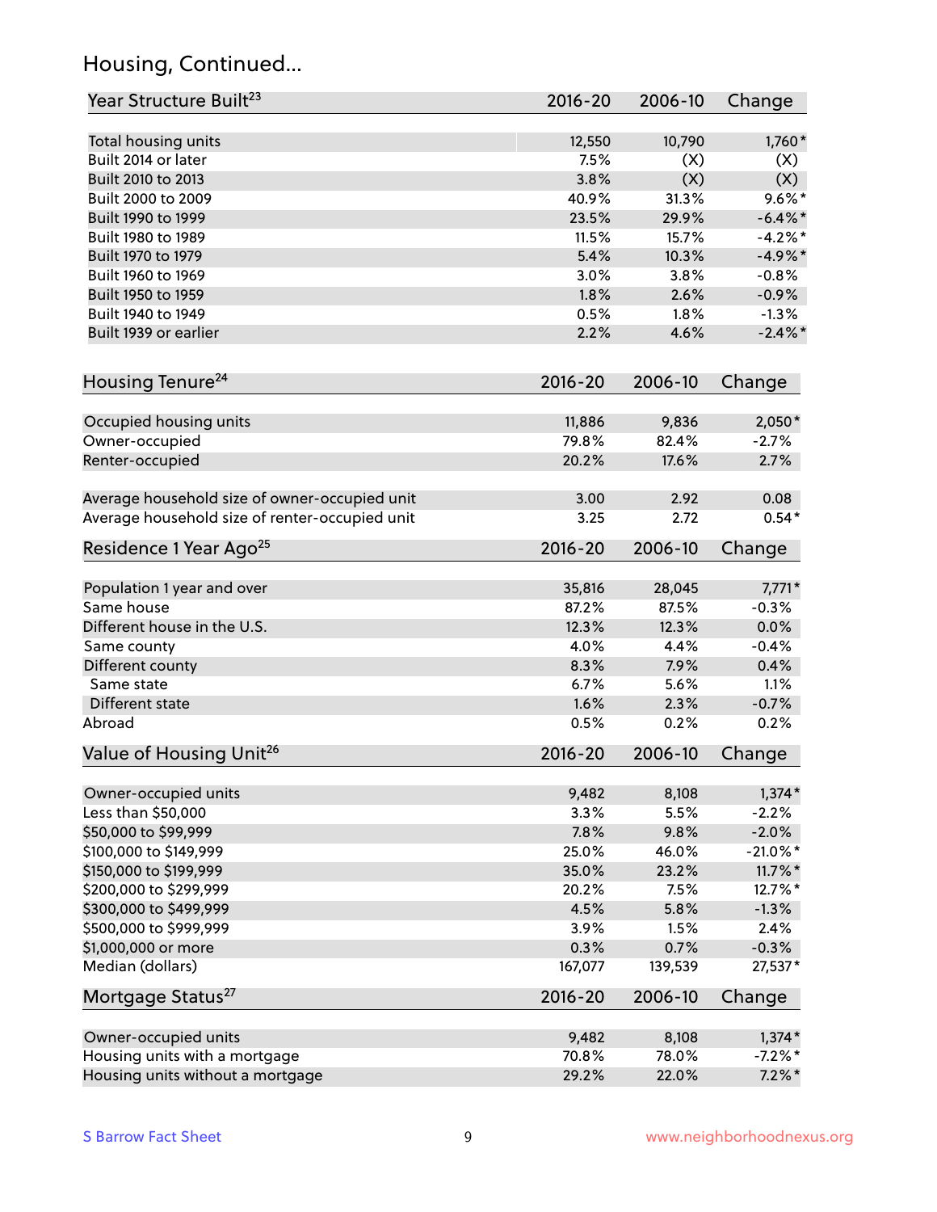## Housing, Continued...

| Year Structure Built[23] | 2016-20 | 2006-10 | Change |
|---|---|---|---|
| Total housing units | 12,550 | 10,790 | 1,760* |
| Built 2014 or later | 7.5% | (X) | (X) |
| Built 2010 to 2013 | 3.8% | (X) | (X) |
| Built 2000 to 2009 | 40.9% | 31.3% | 9.6%* |
| Built 1990 to 1999 | 23.5% | 29.9% | -6.4%* |
| Built 1980 to 1989 | 11.5% | 15.7% | -4.2%* |
| Built 1970 to 1979 | 5.4% | 10.3% | -4.9%* |
| Built 1960 to 1969 | 3.0% | 3.8% | -0.8% |
| Built 1950 to 1959 | 1.8% | 2.6% | -0.9% |
| Built 1940 to 1949 | 0.5% | 1.8% | -1.3% |
| Built 1939 or earlier | 2.2% | 4.6% | -2.4%* |

| Housing Tenure[24] | 2016-20 | 2006-10 | Change |
|---|---|---|---|
| Occupied housing units | 11,886 | 9,836 | 2,050* |
| Owner-occupied | 79.8% | 82.4% | -2.7% |
| Renter-occupied | 20.2% | 17.6% | 2.7% |
| Average household size of owner-occupied unit | 3.00 | 2.92 | 0.08 |
| Average household size of renter-occupied unit | 3.25 | 2.72 | 0.54* |

| Residence 1 Year Ago[25] | 2016-20 | 2006-10 | Change |
|---|---|---|---|
| Population 1 year and over | 35,816 | 28,045 | 7,771* |
| Same house | 87.2% | 87.5% | -0.3% |
| Different house in the U.S. | 12.3% | 12.3% | 0.0% |
| Same county | 4.0% | 4.4% | -0.4% |
| Different county | 8.3% | 7.9% | 0.4% |
| Same state | 6.7% | 5.6% | 1.1% |
| Different state | 1.6% | 2.3% | -0.7% |
| Abroad | 0.5% | 0.2% | 0.2% |

| Value of Housing Unit[26] | 2016-20 | 2006-10 | Change |
|---|---|---|---|
| Owner-occupied units | 9,482 | 8,108 | 1,374* |
| Less than $50,000 | 3.3% | 5.5% | -2.2% |
| $50,000 to $99,999 | 7.8% | 9.8% | -2.0% |
| $100,000 to $149,999 | 25.0% | 46.0% | -21.0%* |
| $150,000 to $199,999 | 35.0% | 23.2% | 11.7%* |
| $200,000 to $299,999 | 20.2% | 7.5% | 12.7%* |
| $300,000 to $499,999 | 4.5% | 5.8% | -1.3% |
| $500,000 to $999,999 | 3.9% | 1.5% | 2.4% |
| $1,000,000 or more | 0.3% | 0.7% | -0.3% |
| Median (dollars) | 167,077 | 139,539 | 27,537* |

| Mortgage Status[27] | 2016-20 | 2006-10 | Change |
|---|---|---|---|
| Owner-occupied units | 9,482 | 8,108 | 1,374* |
| Housing units with a mortgage | 70.8% | 78.0% | -7.2%* |
| Housing units without a mortgage | 29.2% | 22.0% | 7.2%* |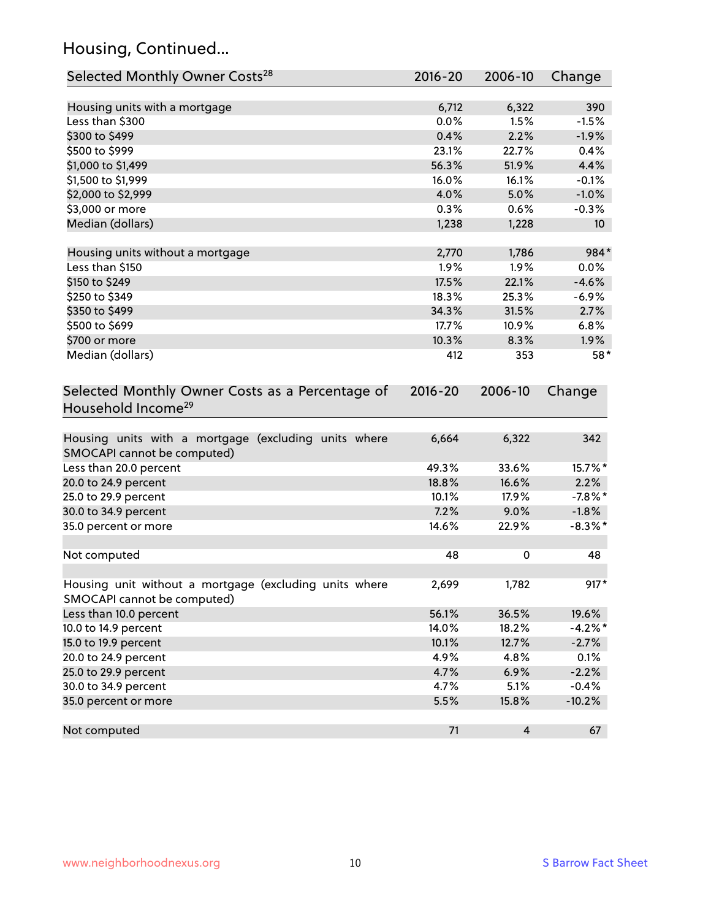## Housing, Continued...

| Selected Monthly Owner Costs[28] | 2016-20 | 2006-10 | Change |
|---|---|---|---|
| Housing units with a mortgage | 6,712 | 6,322 | 390 |
| Less than $300 | 0.0% | 1.5% | -1.5% |
| $300 to $499 | 0.4% | 2.2% | -1.9% |
| $500 to $999 | 23.1% | 22.7% | 0.4% |
| $1,000 to $1,499 | 56.3% | 51.9% | 4.4% |
| $1,500 to $1,999 | 16.0% | 16.1% | -0.1% |
| $2,000 to $2,999 | 4.0% | 5.0% | -1.0% |
| $3,000 or more | 0.3% | 0.6% | -0.3% |
| Median (dollars) | 1,238 | 1,228 | 10 |
| | | | |
| Housing units without a mortgage | 2,770 | 1,786 | 984* |
| Less than $150 | 1.9% | 1.9% | 0.0% |
| $150 to $249 | 17.5% | 22.1% | -4.6% |
| $250 to $349 | 18.3% | 25.3% | -6.9% |
| $350 to $499 | 34.3% | 31.5% | 2.7% |
| $500 to $699 | 17.7% | 10.9% | 6.8% |
| $700 or more | 10.3% | 8.3% | 1.9% |
| Median (dollars) | 412 | 353 | 58* |

| Selected Monthly Owner Costs as a Percentage of Household Income[29] | 2016-20 | 2006-10 | Change |
|---|---|---|---|
| Housing units with a mortgage (excluding units where SMOCAPI cannot be computed) | 6,664 | 6,322 | 342 |
| Less than 20.0 percent | 49.3% | 33.6% | 15.7%* |
| 20.0 to 24.9 percent | 18.8% | 16.6% | 2.2% |
| 25.0 to 29.9 percent | 10.1% | 17.9% | -7.8%* |
| 30.0 to 34.9 percent | 7.2% | 9.0% | -1.8% |
| 35.0 percent or more | 14.6% | 22.9% | -8.3%* |
| | | | |
| Not computed | 48 | 0 | 48 |
| | | | |
| Housing unit without a mortgage (excluding units where SMOCAPI cannot be computed) | 2,699 | 1,782 | 917* |
| Less than 10.0 percent | 56.1% | 36.5% | 19.6% |
| 10.0 to 14.9 percent | 14.0% | 18.2% | -4.2%* |
| 15.0 to 19.9 percent | 10.1% | 12.7% | -2.7% |
| 20.0 to 24.9 percent | 4.9% | 4.8% | 0.1% |
| 25.0 to 29.9 percent | 4.7% | 6.9% | -2.2% |
| 30.0 to 34.9 percent | 4.7% | 5.1% | -0.4% |
| 35.0 percent or more | 5.5% | 15.8% | -10.2% |
| | | | |
| Not computed | 71 | 4 | 67 |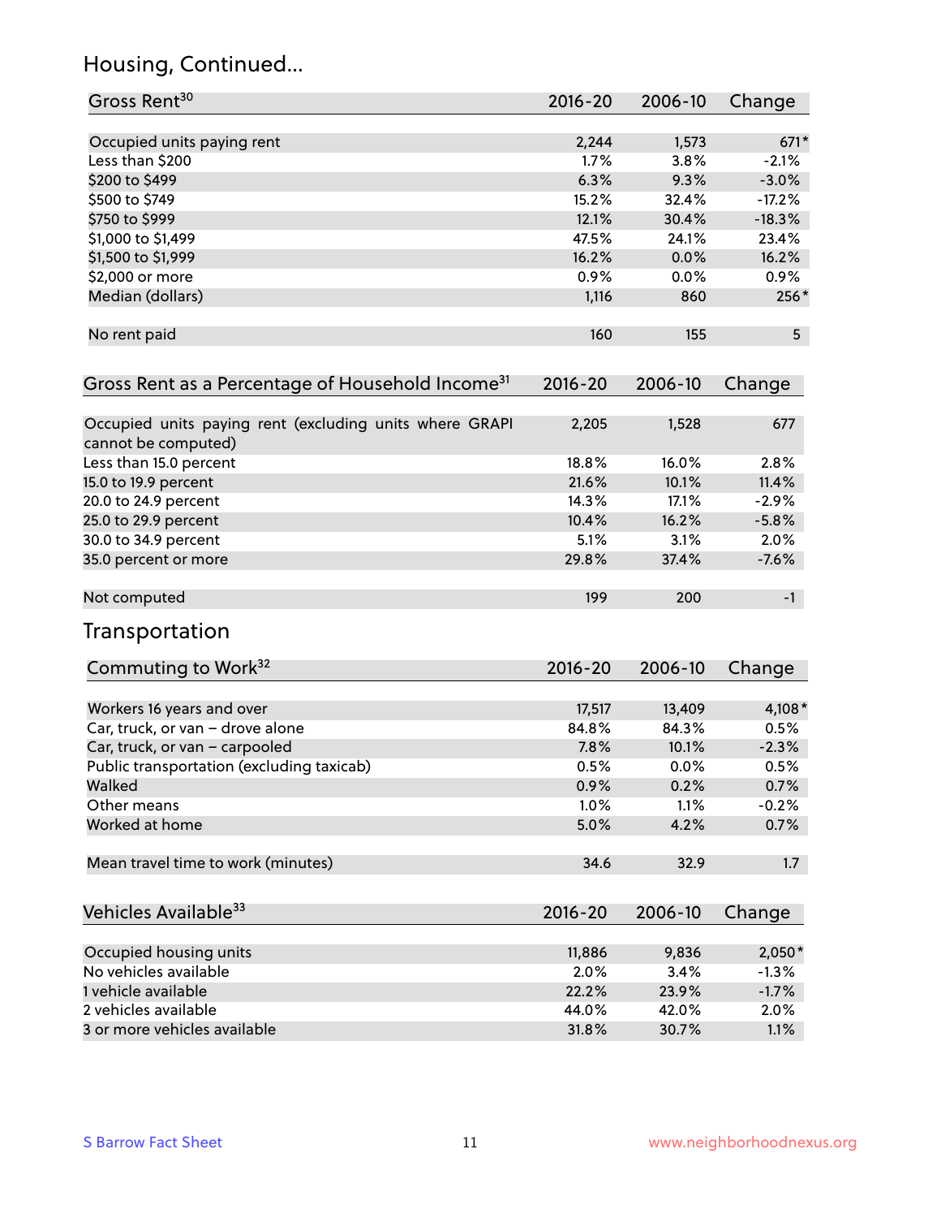## Housing, Continued...

| Gross Rent[30] | 2016-20 | 2006-10 | Change |
|---|---|---|---|
| Occupied units paying rent | 2,244 | 1,573 | 671* |
| Less than $200 | 1.7% | 3.8% | -2.1% |
| $200 to $499 | 6.3% | 9.3% | -3.0% |
| $500 to $749 | 15.2% | 32.4% | -17.2% |
| $750 to $999 | 12.1% | 30.4% | -18.3% |
| $1,000 to $1,499 | 47.5% | 24.1% | 23.4% |
| $1,500 to $1,999 | 16.2% | 0.0% | 16.2% |
| $2,000 or more | 0.9% | 0.0% | 0.9% |
| Median (dollars) | 1,116 | 860 | 256* |
| No rent paid | 160 | 155 | 5 |

| Gross Rent as a Percentage of Household Income[31] | 2016-20 | 2006-10 | Change |
|---|---|---|---|
| Occupied units paying rent (excluding units where GRAPI cannot be computed) | 2,205 | 1,528 | 677 |
| Less than 15.0 percent | 18.8% | 16.0% | 2.8% |
| 15.0 to 19.9 percent | 21.6% | 10.1% | 11.4% |
| 20.0 to 24.9 percent | 14.3% | 17.1% | -2.9% |
| 25.0 to 29.9 percent | 10.4% | 16.2% | -5.8% |
| 30.0 to 34.9 percent | 5.1% | 3.1% | 2.0% |
| 35.0 percent or more | 29.8% | 37.4% | -7.6% |
| Not computed | 199 | 200 | -1 |

## Transportation

| Commuting to Work[32] | 2016-20 | 2006-10 | Change |
|---|---|---|---|
| Workers 16 years and over | 17,517 | 13,409 | 4,108* |
| Car, truck, or van – drove alone | 84.8% | 84.3% | 0.5% |
| Car, truck, or van – carpooled | 7.8% | 10.1% | -2.3% |
| Public transportation (excluding taxicab) | 0.5% | 0.0% | 0.5% |
| Walked | 0.9% | 0.2% | 0.7% |
| Other means | 1.0% | 1.1% | -0.2% |
| Worked at home | 5.0% | 4.2% | 0.7% |
| Mean travel time to work (minutes) | 34.6 | 32.9 | 1.7 |

| Vehicles Available[33] | 2016-20 | 2006-10 | Change |
|---|---|---|---|
| Occupied housing units | 11,886 | 9,836 | 2,050* |
| No vehicles available | 2.0% | 3.4% | -1.3% |
| 1 vehicle available | 22.2% | 23.9% | -1.7% |
| 2 vehicles available | 44.0% | 42.0% | 2.0% |
| 3 or more vehicles available | 31.8% | 30.7% | 1.1% |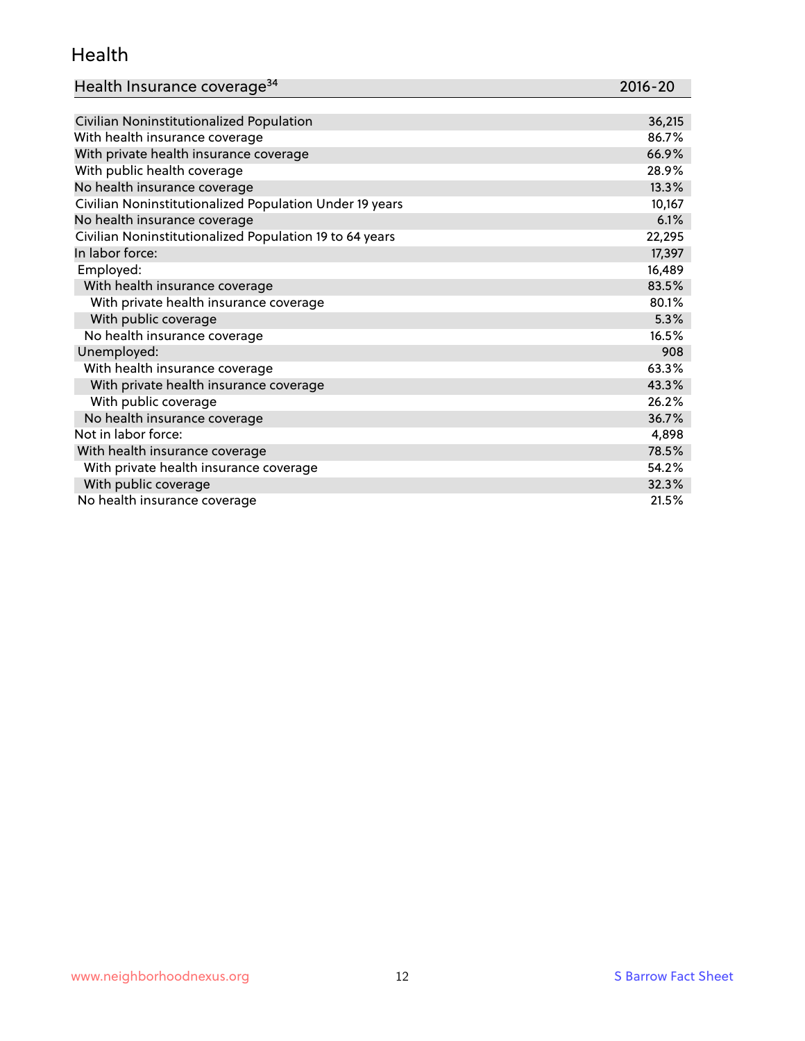## Health

| Health Insurance coverage[34] | 2016-20 |
|---|---|
| Civilian Noninstitutionalized Population | 36,215 |
| With health insurance coverage | 86.7% |
| With private health insurance coverage | 66.9% |
| With public health coverage | 28.9% |
| No health insurance coverage | 13.3% |
| Civilian Noninstitutionalized Population Under 19 years | 10,167 |
| No health insurance coverage | 6.1% |
| Civilian Noninstitutionalized Population 19 to 64 years | 22,295 |
| In labor force: | 17,397 |
| Employed: | 16,489 |
| With health insurance coverage | 83.5% |
| With private health insurance coverage | 80.1% |
| With public coverage | 5.3% |
| No health insurance coverage | 16.5% |
| Unemployed: | 908 |
| With health insurance coverage | 63.3% |
| With private health insurance coverage | 43.3% |
| With public coverage | 26.2% |
| No health insurance coverage | 36.7% |
| Not in labor force: | 4,898 |
| With health insurance coverage | 78.5% |
| With private health insurance coverage | 54.2% |
| With public coverage | 32.3% |
| No health insurance coverage | 21.5% |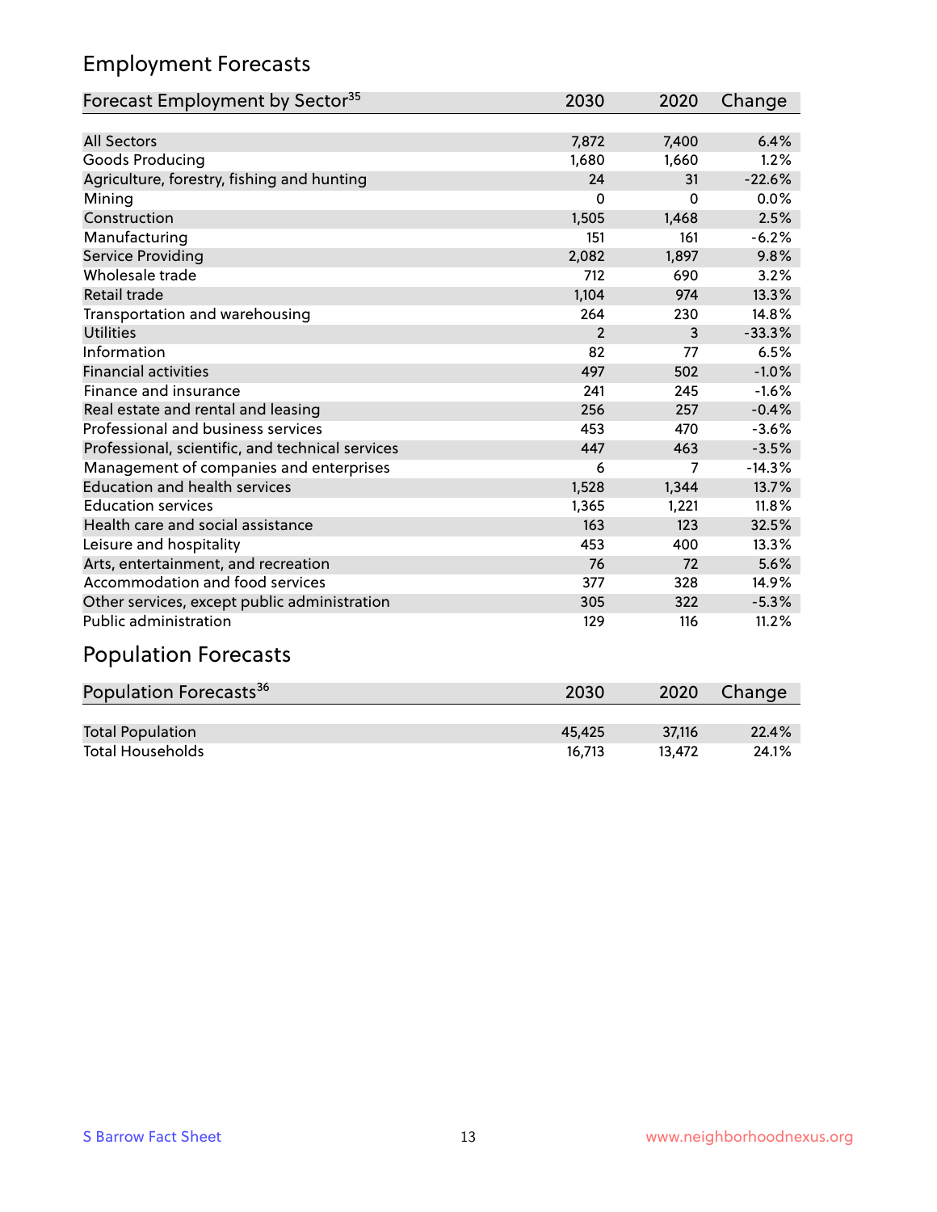## Employment Forecasts

| Forecast Employment by Sector[35] | 2030 | 2020 | Change |
|---|---|---|---|
| All Sectors | 7,872 | 7,400 | 6.4% |
| Goods Producing | 1,680 | 1,660 | 1.2% |
| Agriculture, forestry, fishing and hunting | 24 | 31 | -22.6% |
| Mining | 0 | 0 | 0.0% |
| Construction | 1,505 | 1,468 | 2.5% |
| Manufacturing | 151 | 161 | -6.2% |
| Service Providing | 2,082 | 1,897 | 9.8% |
| Wholesale trade | 712 | 690 | 3.2% |
| Retail trade | 1,104 | 974 | 13.3% |
| Transportation and warehousing | 264 | 230 | 14.8% |
| Utilities | 2 | 3 | -33.3% |
| Information | 82 | 77 | 6.5% |
| Financial activities | 497 | 502 | -1.0% |
| Finance and insurance | 241 | 245 | -1.6% |
| Real estate and rental and leasing | 256 | 257 | -0.4% |
| Professional and business services | 453 | 470 | -3.6% |
| Professional, scientific, and technical services | 447 | 463 | -3.5% |
| Management of companies and enterprises | 6 | 7 | -14.3% |
| Education and health services | 1,528 | 1,344 | 13.7% |
| Education services | 1,365 | 1,221 | 11.8% |
| Health care and social assistance | 163 | 123 | 32.5% |
| Leisure and hospitality | 453 | 400 | 13.3% |
| Arts, entertainment, and recreation | 76 | 72 | 5.6% |
| Accommodation and food services | 377 | 328 | 14.9% |
| Other services, except public administration | 305 | 322 | -5.3% |
| Public administration | 129 | 116 | 11.2% |

## Population Forecasts

| Population Forecasts[36] | 2030 | 2020 | Change |
|---|---|---|---|
| Total Population | 45,425 | 37,116 | 22.4% |
| Total Households | 16,713 | 13,472 | 24.1% |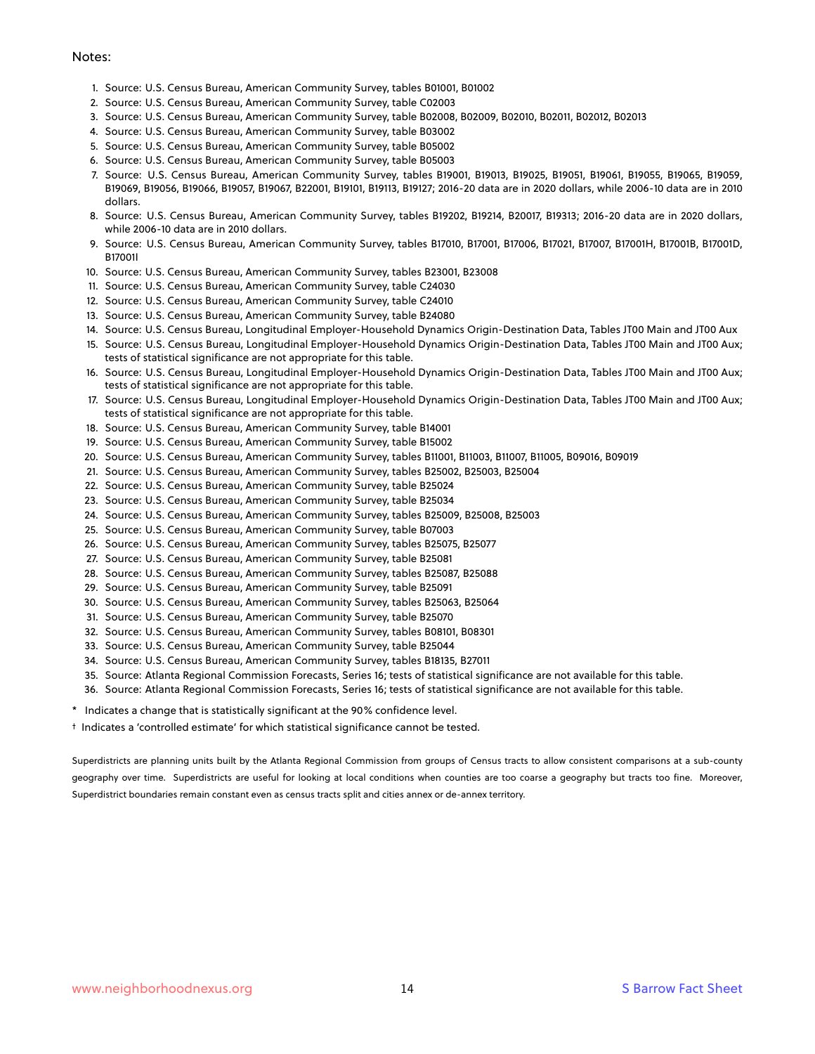Notes:

1. Source: U.S. Census Bureau, American Community Survey, tables B01001, B01002
2. Source: U.S. Census Bureau, American Community Survey, table C02003
3. Source: U.S. Census Bureau, American Community Survey, table B02008, B02009, B02010, B02011, B02012, B02013
4. Source: U.S. Census Bureau, American Community Survey, table B03002
5. Source: U.S. Census Bureau, American Community Survey, table B05002
6. Source: U.S. Census Bureau, American Community Survey, table B05003
7. Source: U.S. Census Bureau, American Community Survey, tables B19001, B19013, B19025, B19051, B19061, B19055, B19065, B19059, B19069, B19056, B19066, B19057, B19067, B22001, B19101, B19113, B19127; 2016-20 data are in 2020 dollars, while 2006-10 data are in 2010 dollars.
8. Source: U.S. Census Bureau, American Community Survey, tables B19202, B19214, B20017, B19313; 2016-20 data are in 2020 dollars, while 2006-10 data are in 2010 dollars.
9. Source: U.S. Census Bureau, American Community Survey, tables B17010, B17001, B17006, B17021, B17007, B17001H, B17001B, B17001D, B17001I
10. Source: U.S. Census Bureau, American Community Survey, tables B23001, B23008
11. Source: U.S. Census Bureau, American Community Survey, table C24030
12. Source: U.S. Census Bureau, American Community Survey, table C24010
13. Source: U.S. Census Bureau, American Community Survey, table B24080
14. Source: U.S. Census Bureau, Longitudinal Employer-Household Dynamics Origin-Destination Data, Tables JT00 Main and JT00 Aux
15. Source: U.S. Census Bureau, Longitudinal Employer-Household Dynamics Origin-Destination Data, Tables JT00 Main and JT00 Aux; tests of statistical significance are not appropriate for this table.
16. Source: U.S. Census Bureau, Longitudinal Employer-Household Dynamics Origin-Destination Data, Tables JT00 Main and JT00 Aux; tests of statistical significance are not appropriate for this table.
17. Source: U.S. Census Bureau, Longitudinal Employer-Household Dynamics Origin-Destination Data, Tables JT00 Main and JT00 Aux; tests of statistical significance are not appropriate for this table.
18. Source: U.S. Census Bureau, American Community Survey, table B14001
19. Source: U.S. Census Bureau, American Community Survey, table B15002
20. Source: U.S. Census Bureau, American Community Survey, tables B11001, B11003, B11007, B11005, B09016, B09019
21. Source: U.S. Census Bureau, American Community Survey, tables B25002, B25003, B25004
22. Source: U.S. Census Bureau, American Community Survey, table B25024
23. Source: U.S. Census Bureau, American Community Survey, table B25034
24. Source: U.S. Census Bureau, American Community Survey, tables B25009, B25008, B25003
25. Source: U.S. Census Bureau, American Community Survey, table B07003
26. Source: U.S. Census Bureau, American Community Survey, tables B25075, B25077
27. Source: U.S. Census Bureau, American Community Survey, table B25081
28. Source: U.S. Census Bureau, American Community Survey, tables B25087, B25088
29. Source: U.S. Census Bureau, American Community Survey, table B25091
30. Source: U.S. Census Bureau, American Community Survey, tables B25063, B25064
31. Source: U.S. Census Bureau, American Community Survey, table B25070
32. Source: U.S. Census Bureau, American Community Survey, tables B08101, B08301
33. Source: U.S. Census Bureau, American Community Survey, table B25044
34. Source: U.S. Census Bureau, American Community Survey, tables B18135, B27011
35. Source: Atlanta Regional Commission Forecasts, Series 16; tests of statistical significance are not available for this table.
36. Source: Atlanta Regional Commission Forecasts, Series 16; tests of statistical significance are not available for this table.

\* Indicates a change that is statistically significant at the 90% confidence level.

† Indicates a 'controlled estimate' for which statistical significance cannot be tested.

Superdistricts are planning units built by the Atlanta Regional Commission from groups of Census tracts to allow consistent comparisons at a sub-county geography over time. Superdistricts are useful for looking at local conditions when counties are too coarse a geography but tracts too fine. Moreover, Superdistrict boundaries remain constant even as census tracts split and cities annex or de-annex territory.